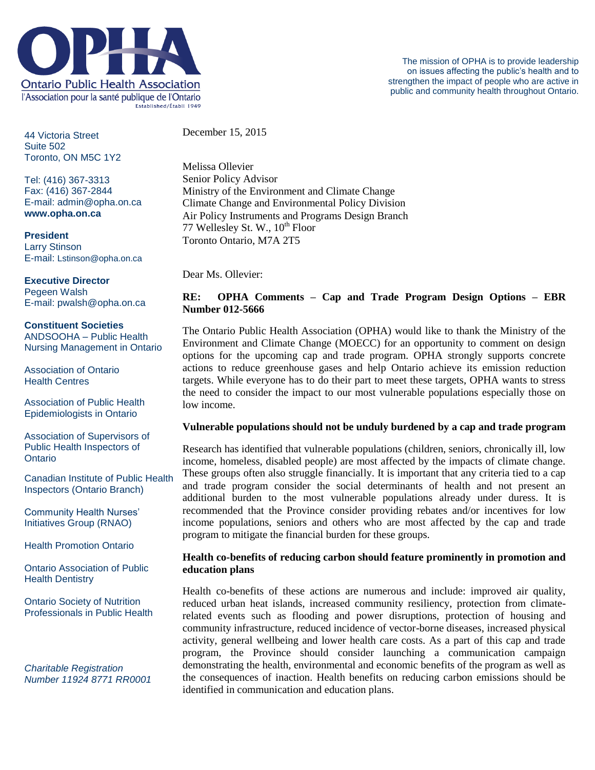# Ontario Public Health Association

l'Association pour la santé publique de l'Ontario

Established/Établi 1949

The mission of OPHA is to provide leadership on issues affecting the public's health and to strengthen the impact of people who are active in public and community health throughout Ontario.

44 Victoria Street
Suite 502
Toronto, ON M5C 1Y2

Tel: (416) 367-3313
Fax: (416) 367-2844
E-mail: admin@opha.on.ca
**www.opha.on.ca**

**President**
Larry Stinson
E-mail: Lstinson@opha.on.ca

**Executive Director**
Pegeen Walsh
E-mail: pwalsh@opha.on.ca

**Constituent Societies**

ANDSOOHA – Public Health Nursing Management in Ontario

Association of Ontario Health Centres

Association of Public Health Epidemiologists in Ontario

Association of Supervisors of Public Health Inspectors of Ontario

Canadian Institute of Public Health Inspectors (Ontario Branch)

Community Health Nurses' Initiatives Group (RNAO)

Health Promotion Ontario

Ontario Association of Public Health Dentistry

Ontario Society of Nutrition Professionals in Public Health

*Charitable Registration Number 11924 8771 RR0001*

December 15, 2015

Melissa Ollevier
Senior Policy Advisor
Ministry of the Environment and Climate Change
Climate Change and Environmental Policy Division
Air Policy Instruments and Programs Design Branch
77 Wellesley St. W., 10th Floor
Toronto Ontario, M7A 2T5

Dear Ms. Ollevier:

**RE: OPHA Comments – Cap and Trade Program Design Options – EBR Number 012-5666**

The Ontario Public Health Association (OPHA) would like to thank the Ministry of the Environment and Climate Change (MOECC) for an opportunity to comment on design options for the upcoming cap and trade program. OPHA strongly supports concrete actions to reduce greenhouse gases and help Ontario achieve its emission reduction targets. While everyone has to do their part to meet these targets, OPHA wants to stress the need to consider the impact to our most vulnerable populations especially those on low income.

**Vulnerable populations should not be unduly burdened by a cap and trade program**

Research has identified that vulnerable populations (children, seniors, chronically ill, low income, homeless, disabled people) are most affected by the impacts of climate change. These groups often also struggle financially. It is important that any criteria tied to a cap and trade program consider the social determinants of health and not present an additional burden to the most vulnerable populations already under duress. It is recommended that the Province consider providing rebates and/or incentives for low income populations, seniors and others who are most affected by the cap and trade program to mitigate the financial burden for these groups.

**Health co-benefits of reducing carbon should feature prominently in promotion and education plans**

Health co-benefits of these actions are numerous and include: improved air quality, reduced urban heat islands, increased community resiliency, protection from climate-related events such as flooding and power disruptions, protection of housing and community infrastructure, reduced incidence of vector-borne diseases, increased physical activity, general wellbeing and lower health care costs. As a part of this cap and trade program, the Province should consider launching a communication campaign demonstrating the health, environmental and economic benefits of the program as well as the consequences of inaction. Health benefits on reducing carbon emissions should be identified in communication and education plans.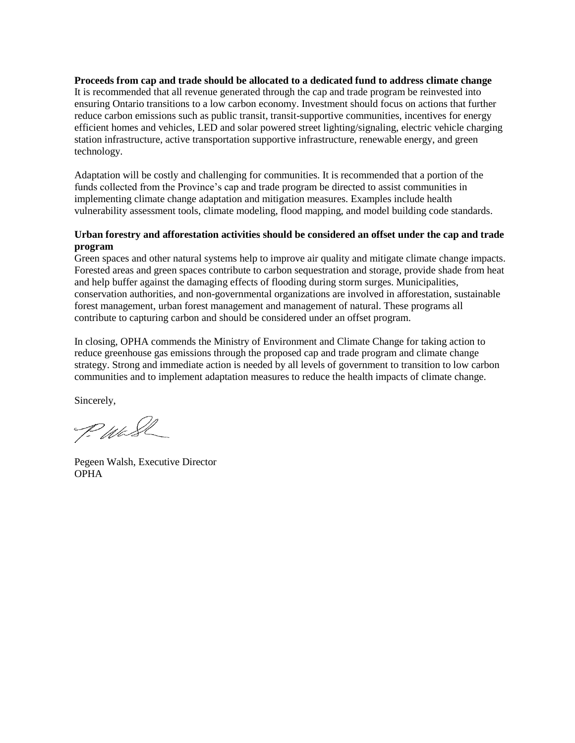**Proceeds from cap and trade should be allocated to a dedicated fund to address climate change**

It is recommended that all revenue generated through the cap and trade program be reinvested into ensuring Ontario transitions to a low carbon economy. Investment should focus on actions that further reduce carbon emissions such as public transit, transit-supportive communities, incentives for energy efficient homes and vehicles, LED and solar powered street lighting/signaling, electric vehicle charging station infrastructure, active transportation supportive infrastructure, renewable energy, and green technology.

Adaptation will be costly and challenging for communities. It is recommended that a portion of the funds collected from the Province's cap and trade program be directed to assist communities in implementing climate change adaptation and mitigation measures. Examples include health vulnerability assessment tools, climate modeling, flood mapping, and model building code standards.

**Urban forestry and afforestation activities should be considered an offset under the cap and trade program**

Green spaces and other natural systems help to improve air quality and mitigate climate change impacts. Forested areas and green spaces contribute to carbon sequestration and storage, provide shade from heat and help buffer against the damaging effects of flooding during storm surges. Municipalities, conservation authorities, and non-governmental organizations are involved in afforestation, sustainable forest management, urban forest management and management of natural. These programs all contribute to capturing carbon and should be considered under an offset program.

In closing, OPHA commends the Ministry of Environment and Climate Change for taking action to reduce greenhouse gas emissions through the proposed cap and trade program and climate change strategy. Strong and immediate action is needed by all levels of government to transition to low carbon communities and to implement adaptation measures to reduce the health impacts of climate change.

Sincerely,

Pegeen Walsh, Executive Director
OPHA